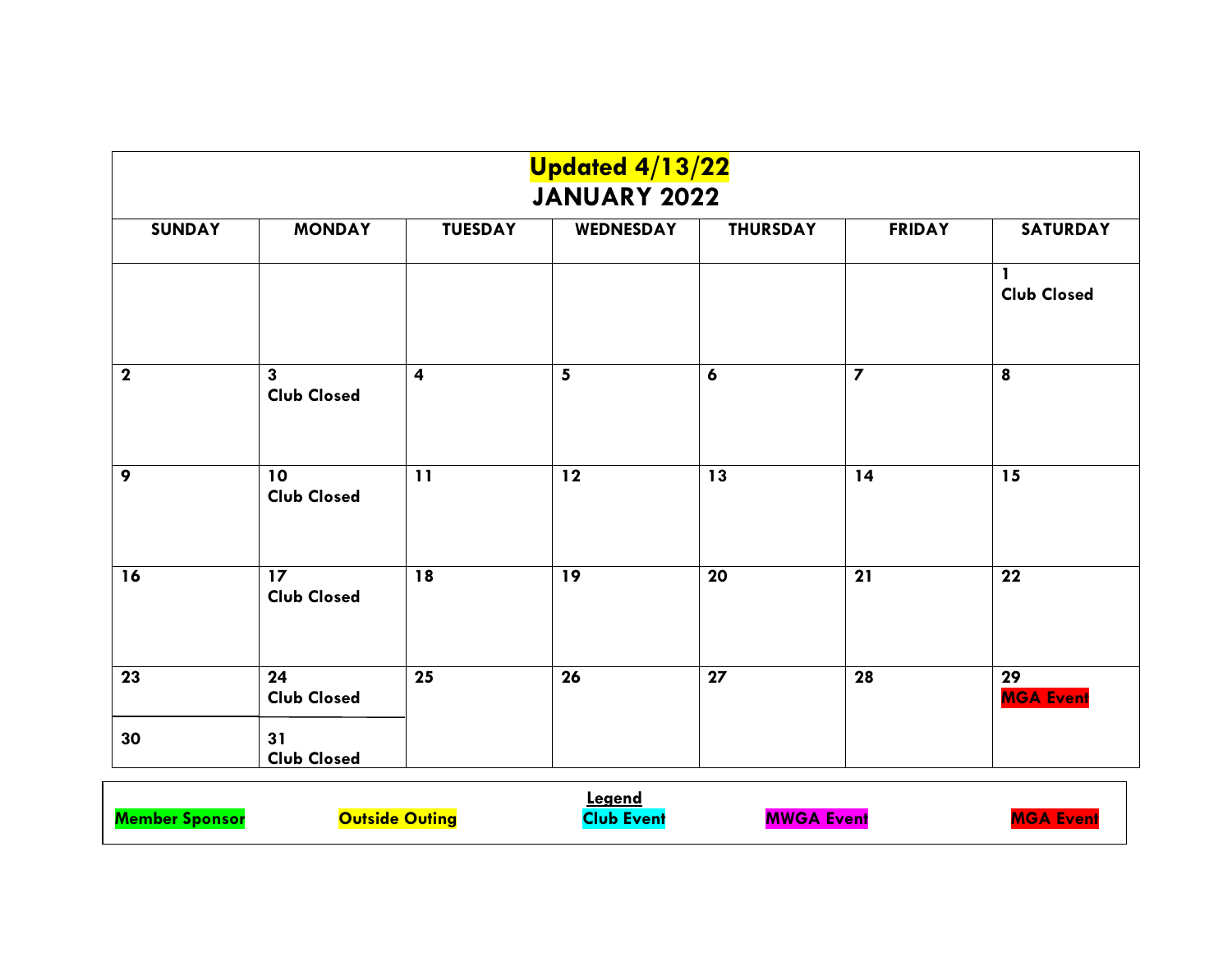# Updated 4/13/22

## JANUARY 2022

| SUNDAY | MONDAY | TUESDAY | WEDNESDAY | THURSDAY | FRIDAY | SATURDAY |
|---|---|---|---|---|---|---|
| | | | | | | 1<br>Club Closed |
| 2 | 3<br>Club Closed | 4 | 5 | 6 | 7 | 8 |
| 9 | 10<br>Club Closed | 11 | 12 | 13 | 14 | 15 |
| 16 | 17<br>Club Closed | 18 | 19 | 20 | 21 | 22 |
| 23 | 24<br>Club Closed | 25 | 26 | 27 | 28 | 29<br>MGA Event |
| 30 | 31<br>Club Closed | | | | | |

**Legend**

Member Sponsor | Outside Outing | Club Event | MWGA Event | MGA Event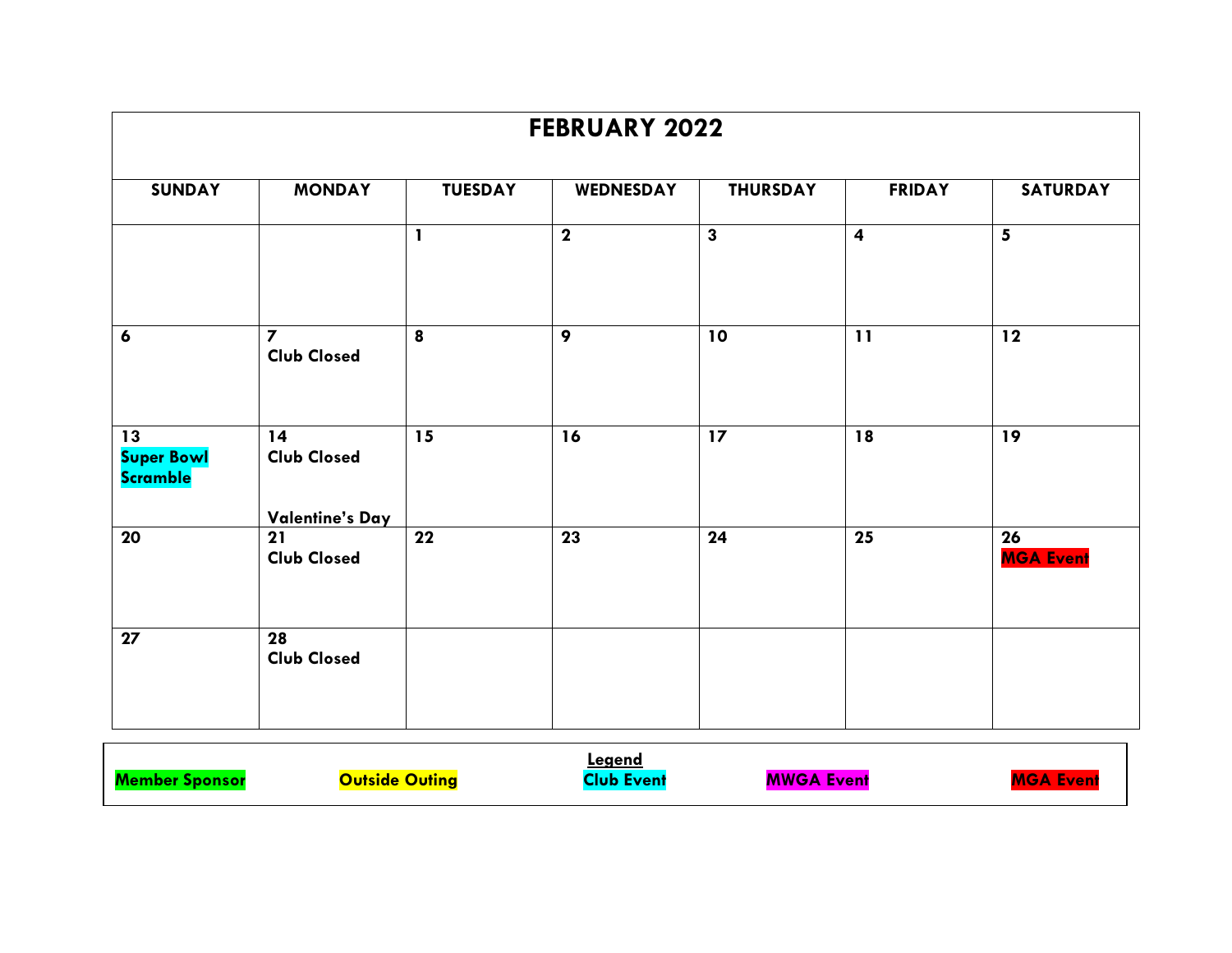# FEBRUARY 2022

| SUNDAY | MONDAY | TUESDAY | WEDNESDAY | THURSDAY | FRIDAY | SATURDAY |
|---|---|---|---|---|---|---|
| | | **1** | **2** | **3** | **4** | **5** |
| **6** | **7**<br>**Club Closed** | **8** | **9** | **10** | **11** | **12** |
| **13**<br>**Super Bowl Scramble** | **14**<br>**Club Closed**<br><br>**Valentine's Day** | **15** | **16** | **17** | **18** | **19** |
| **20** | **21**<br>**Club Closed** | **22** | **23** | **24** | **25** | **26**<br>**MGA Event** |
| **27** | **28**<br>**Club Closed** | | | | | |

**Legend**

**Member Sponsor** | **Outside Outing** | **Club Event** | **MWGA Event** | **MGA Event**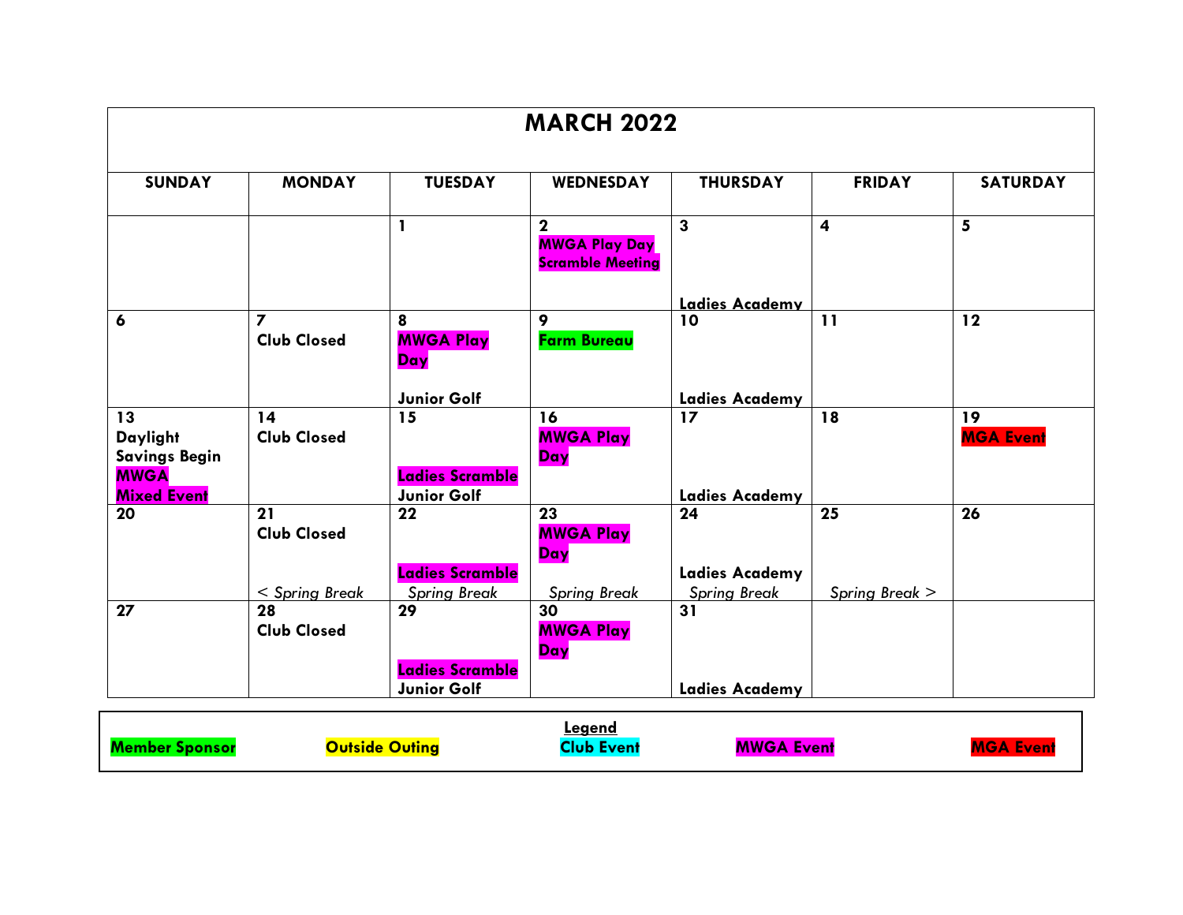# MARCH 2022

| SUNDAY | MONDAY | TUESDAY | WEDNESDAY | THURSDAY | FRIDAY | SATURDAY |
|---|---|---|---|---|---|---|
| | | **1** | **2** **MWGA Play Day Scramble Meeting** | **3** **Ladies Academy** | **4** | **5** |
| **6** | **7** **Club Closed** | **8** **MWGA Play Day** **Junior Golf** | **9** **Farm Bureau** | **10** **Ladies Academy** | **11** | **12** |
| **13** **Daylight Savings Begin** **MWGA Mixed Event** | **14** **Club Closed** | **15** **Ladies Scramble** **Junior Golf** | **16** **MWGA Play Day** | **17** **Ladies Academy** | **18** | **19** **MGA Event** |
| **20** | **21** **Club Closed** *< Spring Break* | **22** **Ladies Scramble** *Spring Break* | **23** **MWGA Play Day** *Spring Break* | **24** **Ladies Academy** *Spring Break* | **25** *Spring Break >* | **26** |
| **27** | **28** **Club Closed** | **29** **Ladies Scramble** **Junior Golf** | **30** **MWGA Play Day** | **31** **Ladies Academy** | | |

**Legend**

**Member Sponsor** | **Outside Outing** | **Club Event** | **MWGA Event** | **MGA Event**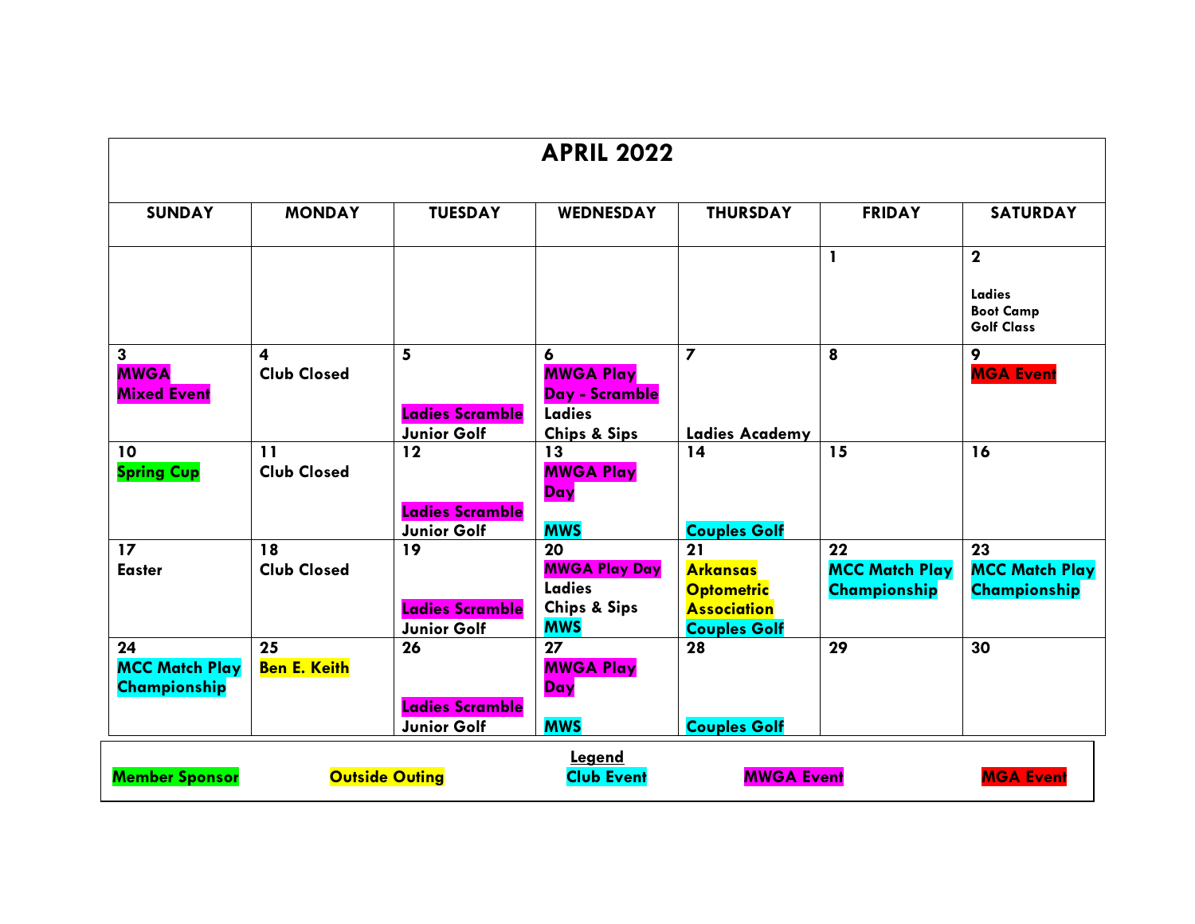# APRIL 2022

| SUNDAY | MONDAY | TUESDAY | WEDNESDAY | THURSDAY | FRIDAY | SATURDAY |
|---|---|---|---|---|---|---|
| | | | | | 1 | 2<br><br>Ladies<br>Boot Camp<br>Golf Class |
| 3<br>MWGA<br>Mixed Event | 4<br>Club Closed | 5<br><br>Ladies Scramble<br>Junior Golf | 6<br>MWGA Play<br>Day - Scramble<br>Ladies<br>Chips & Sips | 7<br><br><br>Ladies Academy | 8 | 9<br>MGA Event |
| 10<br>Spring Cup | 11<br>Club Closed | 12<br><br>Ladies Scramble<br>Junior Golf | 13<br>MWGA Play<br>Day<br><br>MWS | 14<br><br><br><br>Couples Golf | 15 | 16 |
| 17<br>Easter | 18<br>Club Closed | 19<br><br>Ladies Scramble<br>Junior Golf | 20<br>MWGA Play Day<br>Ladies<br>Chips & Sips<br>MWS | 21<br>Arkansas<br>Optometric<br>Association<br>Couples Golf | 22<br>MCC Match Play<br>Championship | 23<br>MCC Match Play<br>Championship |
| 24<br>MCC Match Play<br>Championship | 25<br>Ben E. Keith | 26<br><br>Ladies Scramble<br>Junior Golf | 27<br>MWGA Play<br>Day<br><br>MWS | 28<br><br><br><br>Couples Golf | 29 | 30 |

**Legend**

Member Sponsor | Outside Outing | Club Event | MWGA Event | MGA Event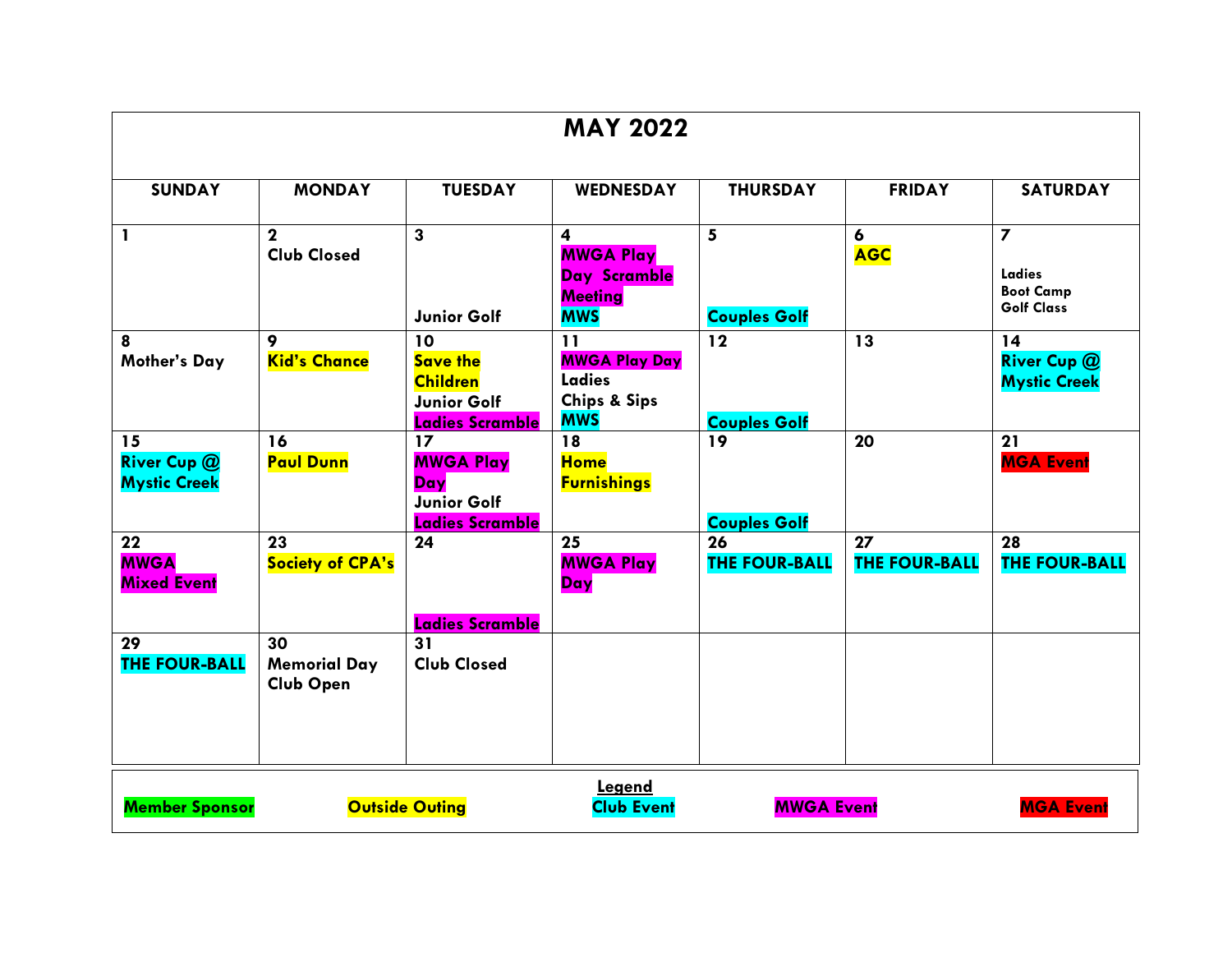# MAY 2022

| SUNDAY | MONDAY | TUESDAY | WEDNESDAY | THURSDAY | FRIDAY | SATURDAY |
|---|---|---|---|---|---|---|
| 1 | 2 Club Closed | 3 Junior Golf | 4 MWGA Play Day Scramble Meeting MWS | 5 Couples Golf | 6 AGC | 7 Ladies Boot Camp Golf Class |
| 8 Mother's Day | 9 Kid's Chance | 10 Save the Children Junior Golf Ladies Scramble | 11 MWGA Play Day Ladies Chips & Sips MWS | 12 Couples Golf | 13 | 14 River Cup @ Mystic Creek |
| 15 River Cup @ Mystic Creek | 16 Paul Dunn | 17 MWGA Play Day Junior Golf Ladies Scramble | 18 Home Furnishings | 19 Couples Golf | 20 | 21 MGA Event |
| 22 MWGA Mixed Event | 23 Society of CPA's | 24 Ladies Scramble | 25 MWGA Play Day | 26 THE FOUR-BALL | 27 THE FOUR-BALL | 28 THE FOUR-BALL |
| 29 THE FOUR-BALL | 30 Memorial Day Club Open | 31 Club Closed | | | | |

**Legend**

Member Sponsor | Outside Outing | Club Event | MWGA Event | MGA Event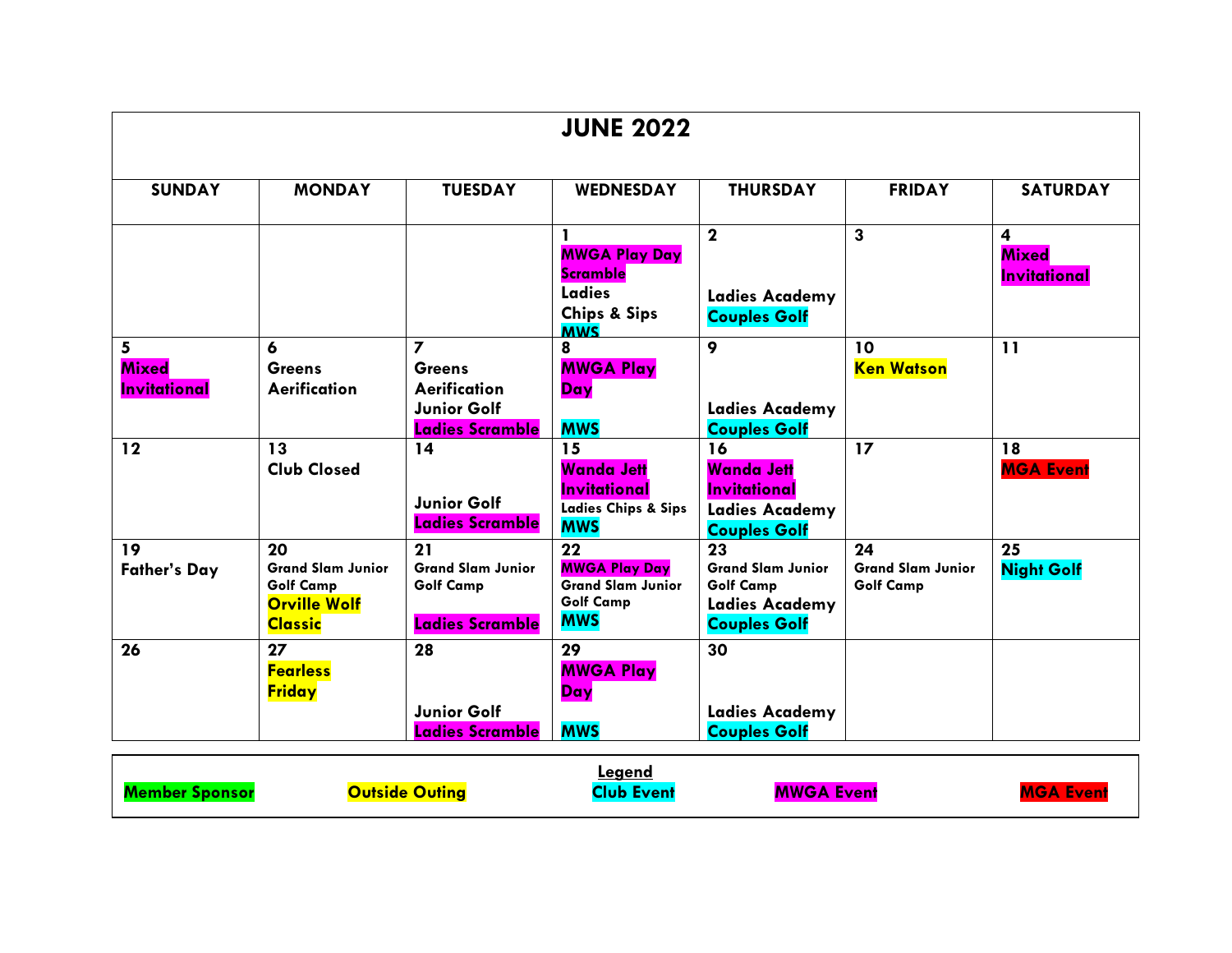# JUNE 2022

| SUNDAY | MONDAY | TUESDAY | WEDNESDAY | THURSDAY | FRIDAY | SATURDAY |
|---|---|---|---|---|---|---|
| | | | **1** **MWGA Play Day Scramble** **Ladies Chips & Sips** **MWS** | **2** **Ladies Academy** **Couples Golf** | **3** | **4** **Mixed Invitational** |
| **5** **Mixed Invitational** | **6** **Greens Aerification** | **7** **Greens Aerification** **Junior Golf** **Ladies Scramble** | **8** **MWGA Play Day** **MWS** | **9** **Ladies Academy** **Couples Golf** | **10** **Ken Watson** | **11** |
| **12** | **13** **Club Closed** | **14** **Junior Golf** **Ladies Scramble** | **15** **Wanda Jett Invitational** **Ladies Chips & Sips** **MWS** | **16** **Wanda Jett Invitational** **Ladies Academy** **Couples Golf** | **17** | **18** **MGA Event** |
| **19** **Father's Day** | **20** **Grand Slam Junior Golf Camp** **Orville Wolf Classic** | **21** **Grand Slam Junior Golf Camp** **Ladies Scramble** | **22** **MWGA Play Day** **Grand Slam Junior Golf Camp** **MWS** | **23** **Grand Slam Junior Golf Camp** **Ladies Academy** **Couples Golf** | **24** **Grand Slam Junior Golf Camp** | **25** **Night Golf** |
| **26** | **27** **Fearless Friday** | **28** **Junior Golf** **Ladies Scramble** | **29** **MWGA Play Day** **MWS** | **30** **Ladies Academy** **Couples Golf** | | |

**Legend**

**Member Sponsor** | **Outside Outing** | **Club Event** | **MWGA Event** | **MGA Event**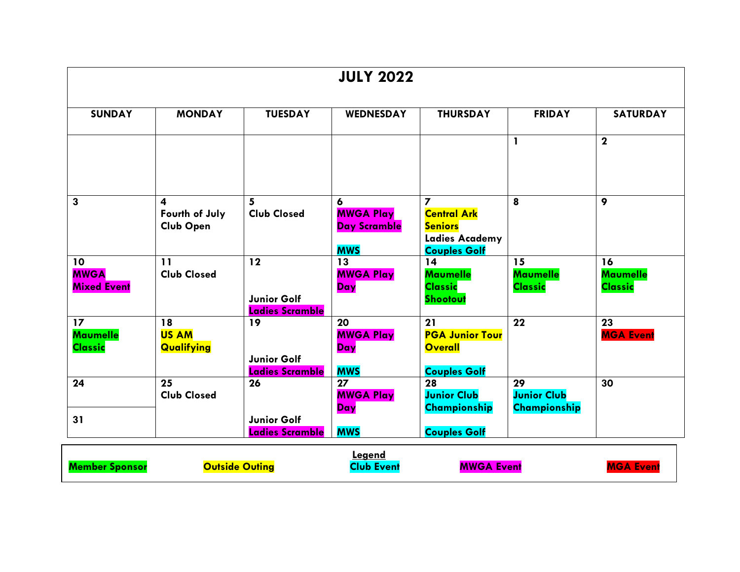# JULY 2022

| SUNDAY | MONDAY | TUESDAY | WEDNESDAY | THURSDAY | FRIDAY | SATURDAY |
|---|---|---|---|---|---|---|
| | | | | | 1 | 2 |
| 3 | 4 Fourth of July Club Open | 5 Club Closed | 6 MWGA Play Day Scramble MWS | 7 Central Ark Seniors Ladies Academy Couples Golf | 8 | 9 |
| 10 MWGA Mixed Event | 11 Club Closed | 12 Junior Golf Ladies Scramble | 13 MWGA Play Day | 14 Maumelle Classic Shootout | 15 Maumelle Classic | 16 Maumelle Classic |
| 17 Maumelle Classic | 18 US AM Qualifying | 19 Junior Golf Ladies Scramble | 20 MWGA Play Day MWS | 21 PGA Junior Tour Overall Couples Golf | 22 | 23 MGA Event |
| 24 / 31 | 25 Club Closed | 26 Junior Golf Ladies Scramble | 27 MWGA Play Day MWS | 28 Junior Club Championship Couples Golf | 29 Junior Club Championship | 30 |

**Legend**

| Member Sponsor | Outside Outing | Club Event | MWGA Event | MGA Event |
|---|---|---|---|---|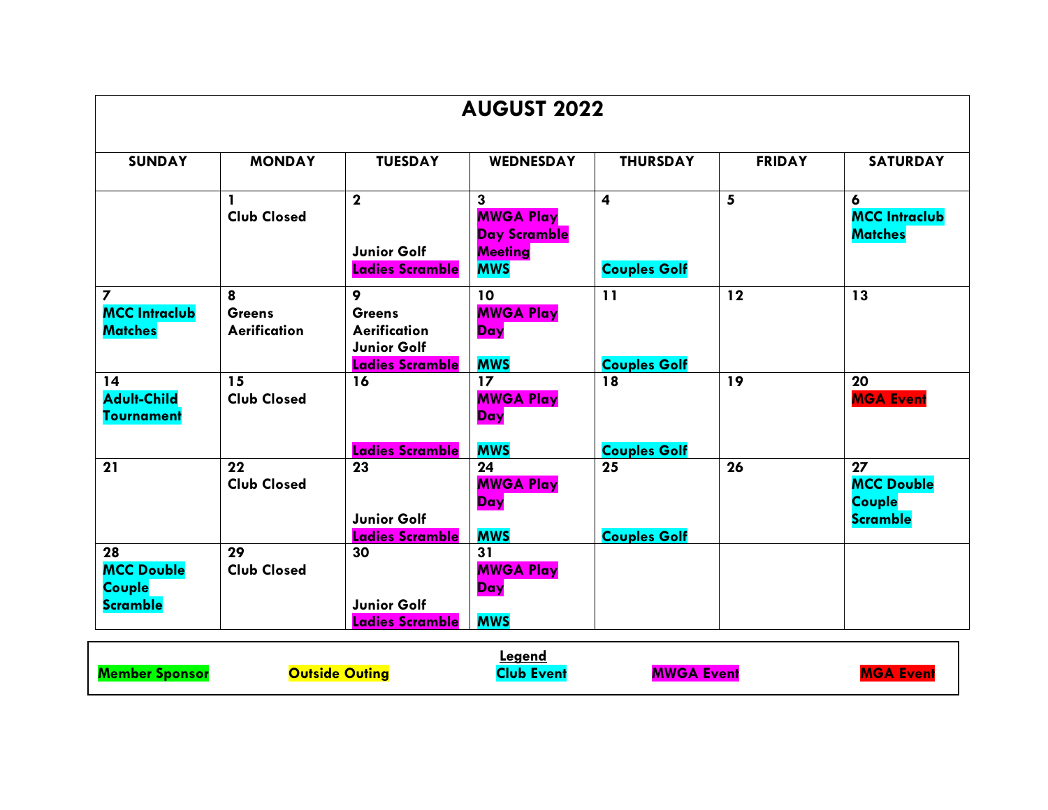# AUGUST 2022

| SUNDAY | MONDAY | TUESDAY | WEDNESDAY | THURSDAY | FRIDAY | SATURDAY |
| --- | --- | --- | --- | --- | --- | --- |
| | 1<br>Club Closed | 2<br>Junior Golf<br>Ladies Scramble | 3<br>MWGA Play Day Scramble Meeting<br>MWS | 4<br>Couples Golf | 5 | 6<br>MCC Intraclub Matches |
| 7<br>MCC Intraclub Matches | 8<br>Greens Aerification | 9<br>Greens Aerification<br>Junior Golf<br>Ladies Scramble | 10<br>MWGA Play Day<br>MWS | 11<br>Couples Golf | 12 | 13 |
| 14<br>Adult-Child Tournament | 15<br>Club Closed | 16<br>Ladies Scramble | 17<br>MWGA Play Day<br>MWS | 18<br>Couples Golf | 19 | 20<br>MGA Event |
| 21 | 22<br>Club Closed | 23<br>Junior Golf<br>Ladies Scramble | 24<br>MWGA Play Day<br>MWS | 25<br>Couples Golf | 26 | 27<br>MCC Double Couple Scramble |
| 28<br>MCC Double Couple Scramble | 29<br>Club Closed | 30<br>Junior Golf<br>Ladies Scramble | 31<br>MWGA Play Day<br>MWS | | | |

**Legend**

Member Sponsor | Outside Outing | Club Event | MWGA Event | MGA Event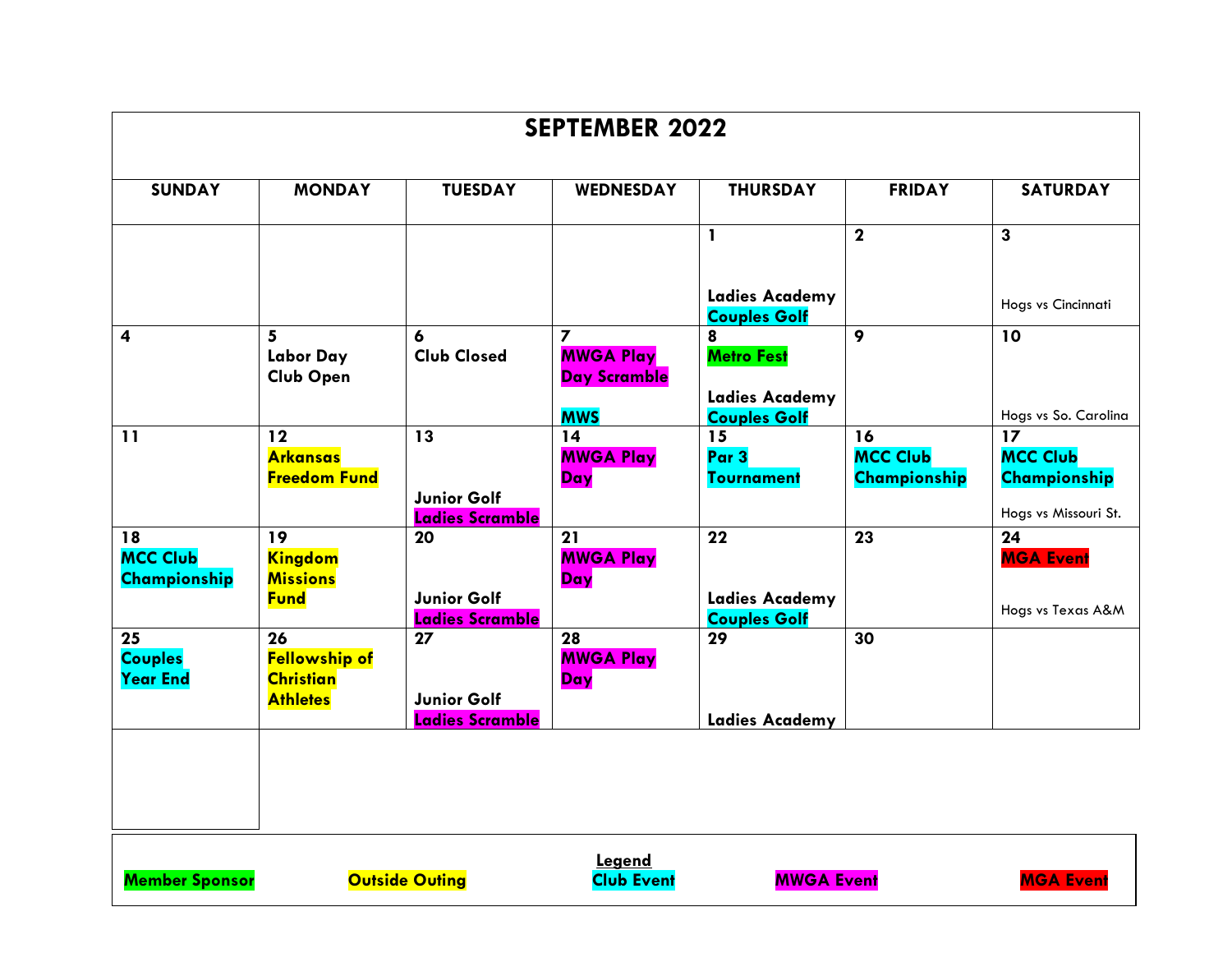# SEPTEMBER 2022

| SUNDAY | MONDAY | TUESDAY | WEDNESDAY | THURSDAY | FRIDAY | SATURDAY |
|---|---|---|---|---|---|---|
| | | | | 1<br>Ladies Academy<br>Couples Golf | 2 | 3<br>Hogs vs Cincinnati |
| 4 | 5<br>Labor Day<br>Club Open | 6<br>Club Closed | 7<br>MWGA Play Day Scramble<br>MWS | 8<br>Metro Fest<br>Ladies Academy<br>Couples Golf | 9 | 10<br>Hogs vs So. Carolina |
| 11 | 12<br>Arkansas Freedom Fund | 13<br>Junior Golf<br>Ladies Scramble | 14<br>MWGA Play Day | 15<br>Par 3 Tournament | 16<br>MCC Club Championship | 17<br>MCC Club Championship<br>Hogs vs Missouri St. |
| 18<br>MCC Club Championship | 19<br>Kingdom Missions Fund | 20<br>Junior Golf<br>Ladies Scramble | 21<br>MWGA Play Day | 22<br>Ladies Academy<br>Couples Golf | 23 | 24<br>MGA Event<br>Hogs vs Texas A&M |
| 25<br>Couples Year End | 26<br>Fellowship of Christian Athletes | 27<br>Junior Golf<br>Ladies Scramble | 28<br>MWGA Play Day | 29<br>Ladies Academy | 30 | |

**Legend**

Member Sponsor | Outside Outing | Club Event | MWGA Event | MGA Event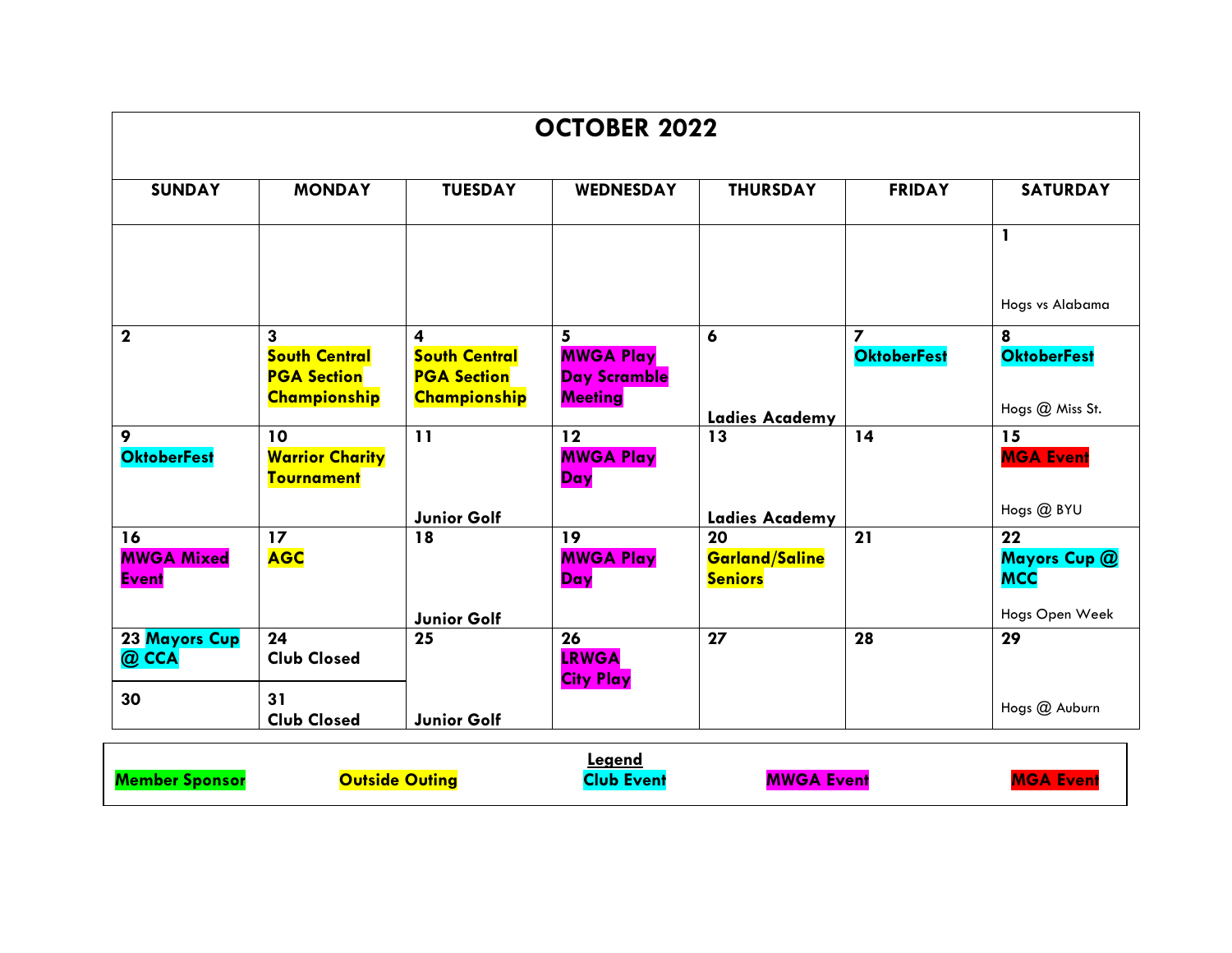# OCTOBER 2022

| SUNDAY | MONDAY | TUESDAY | WEDNESDAY | THURSDAY | FRIDAY | SATURDAY |
|---|---|---|---|---|---|---|
| | | | | | | **1**<br>Hogs vs Alabama |
| **2** | **3**<br>**South Central PGA Section Championship** | **4**<br>**South Central PGA Section Championship** | **5**<br>**MWGA Play Day Scramble Meeting** | **6**<br>**Ladies Academy** | **7**<br>**OktoberFest** | **8**<br>**OktoberFest**<br>Hogs @ Miss St. |
| **9**<br>**OktoberFest** | **10**<br>**Warrior Charity Tournament** | **11**<br>**Junior Golf** | **12**<br>**MWGA Play Day** | **13**<br>**Ladies Academy** | **14** | **15**<br>**MGA Event**<br>Hogs @ BYU |
| **16**<br>**MWGA Mixed Event** | **17**<br>**AGC** | **18**<br>**Junior Golf** | **19**<br>**MWGA Play Day** | **20**<br>**Garland/Saline Seniors** | **21** | **22**<br>**Mayors Cup @ MCC**<br>Hogs Open Week |
| **23 Mayors Cup @ CCA** | **24**<br>**Club Closed** | **25**<br>**Junior Golf** | **26**<br>**LRWGA City Play** | **27** | **28** | **29**<br>Hogs @ Auburn |
| **30** | **31**<br>**Club Closed** | | | | | |

**Legend**

**Member Sponsor** | **Outside Outing** | **Club Event** | **MWGA Event** | **MGA Event**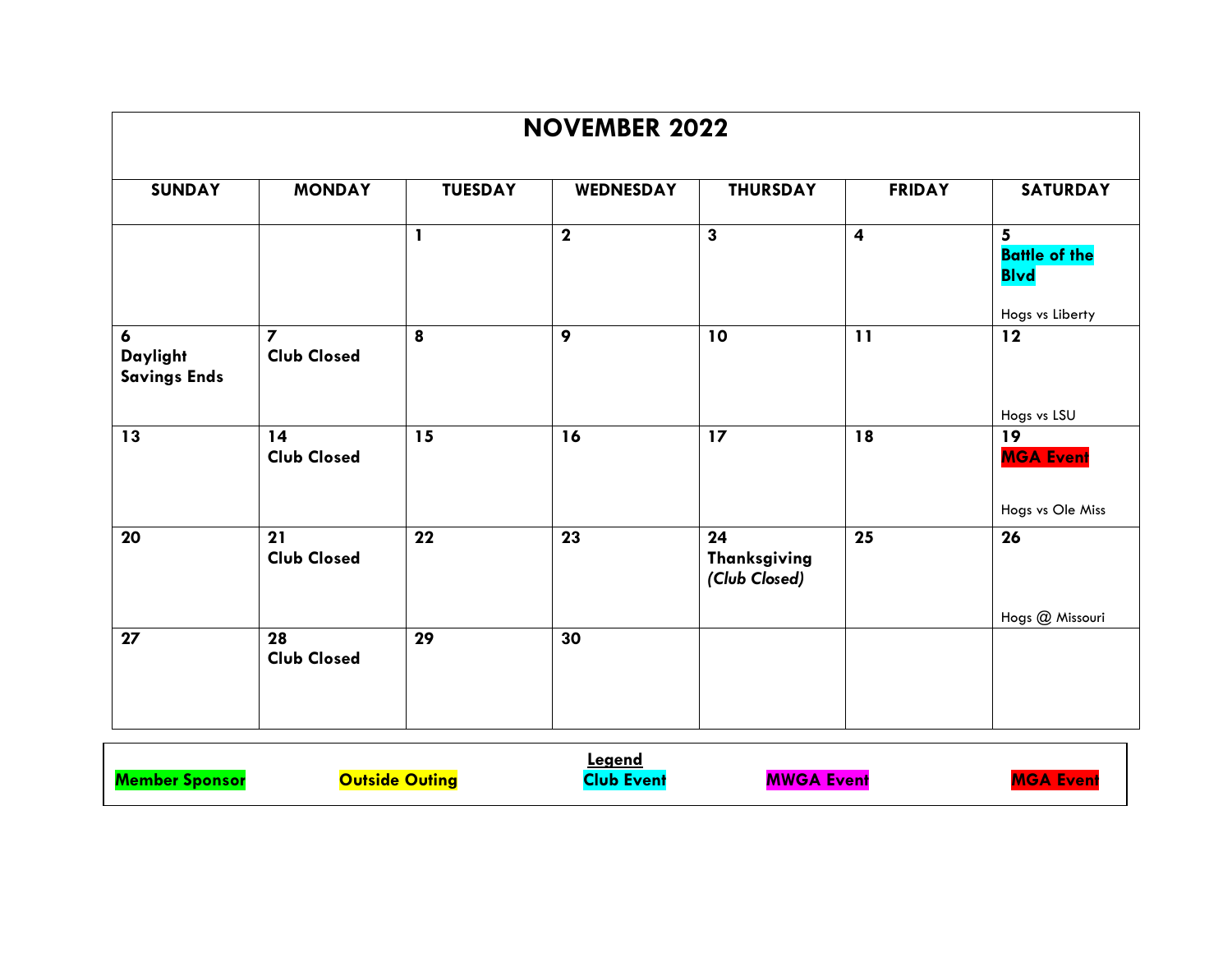# NOVEMBER 2022

| SUNDAY | MONDAY | TUESDAY | WEDNESDAY | THURSDAY | FRIDAY | SATURDAY |
|---|---|---|---|---|---|---|
| | | **1** | **2** | **3** | **4** | **5** **Battle of the Blvd** Hogs vs Liberty |
| **6** **Daylight Savings Ends** | **7** **Club Closed** | **8** | **9** | **10** | **11** | **12** Hogs vs LSU |
| **13** | **14** **Club Closed** | **15** | **16** | **17** | **18** | **19** **MGA Event** Hogs vs Ole Miss |
| **20** | **21** **Club Closed** | **22** | **23** | **24** **Thanksgiving** ***(Club Closed)*** | **25** | **26** Hogs @ Missouri |
| **27** | **28** **Club Closed** | **29** | **30** | | | |

**Legend**

**Member Sponsor** | **Outside Outing** | **Club Event** | **MWGA Event** | **MGA Event**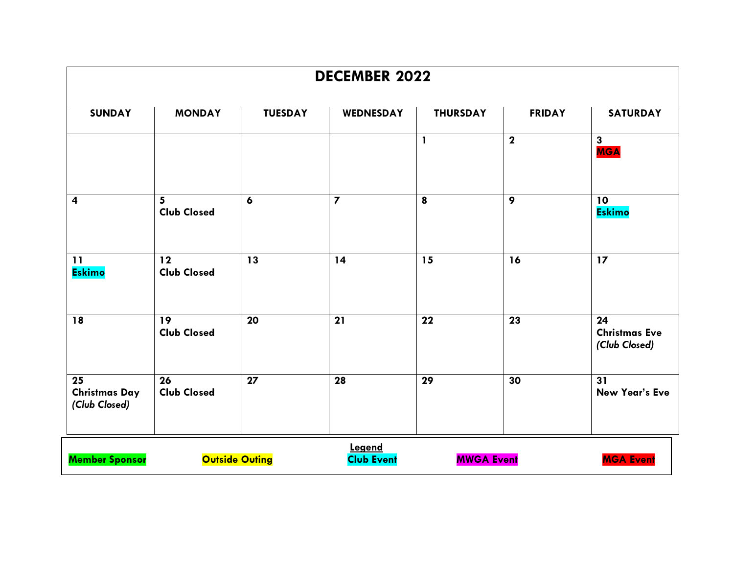# DECEMBER 2022

| SUNDAY | MONDAY | TUESDAY | WEDNESDAY | THURSDAY | FRIDAY | SATURDAY |
|---|---|---|---|---|---|---|
| | | | | 1 | 2 | 3 MGA |
| 4 | 5 Club Closed | 6 | 7 | 8 | 9 | 10 Eskimo |
| 11 Eskimo | 12 Club Closed | 13 | 14 | 15 | 16 | 17 |
| 18 | 19 Club Closed | 20 | 21 | 22 | 23 | 24 Christmas Eve *(Club Closed)* |
| 25 Christmas Day *(Club Closed)* | 26 Club Closed | 27 | 28 | 29 | 30 | 31 New Year's Eve |

**Legend**

**Member Sponsor** | **Outside Outing** | **Club Event** | **MWGA Event** | **MGA Event**